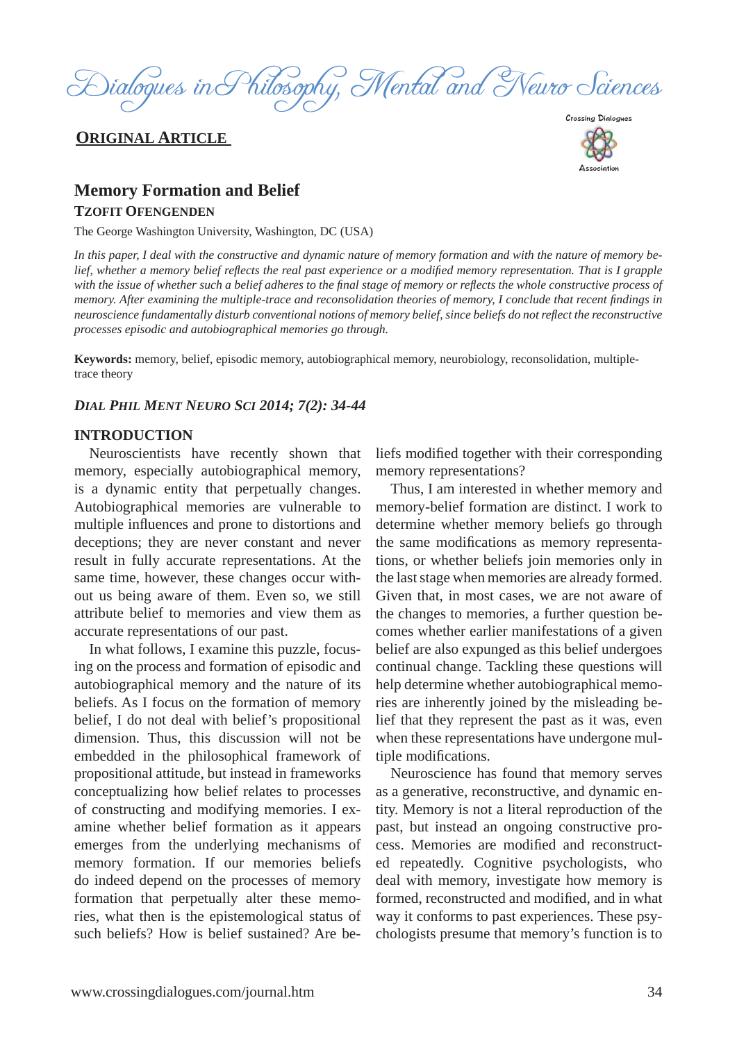**ORIGINAL ARTICLE**

# Memory Formation and Belief

**TZOFIT OFENGENDEN**

The George Washington University, Washington, DC (USA)

*In this paper, I deal with the constructive and dynamic nature of memory formation and with the nature of memory belief, whether a memory belief reflects the real past experience or a modified memory representation. That is I grapple with the issue of whether such a belief adheres to the final stage of memory or reflects the whole constructive process of memory. After examining the multiple-trace and reconsolidation theories of memory, I conclude that recent findings in neuroscience fundamentally disturb conventional notions of memory belief, since beliefs do not reflect the reconstructive processes episodic and autobiographical memories go through.*

**Keywords:** memory, belief, episodic memory, autobiographical memory, neurobiology, reconsolidation, multiple-trace theory

*DIAL PHIL MENT NEURO SCI 2014; 7(2): 34-44*

## INTRODUCTION

Neuroscientists have recently shown that memory, especially autobiographical memory, is a dynamic entity that perpetually changes. Autobiographical memories are vulnerable to multiple influences and prone to distortions and deceptions; they are never constant and never result in fully accurate representations. At the same time, however, these changes occur without us being aware of them. Even so, we still attribute belief to memories and view them as accurate representations of our past.

In what follows, I examine this puzzle, focusing on the process and formation of episodic and autobiographical memory and the nature of its beliefs. As I focus on the formation of memory belief, I do not deal with belief's propositional dimension. Thus, this discussion will not be embedded in the philosophical framework of propositional attitude, but instead in frameworks conceptualizing how belief relates to processes of constructing and modifying memories. I examine whether belief formation as it appears emerges from the underlying mechanisms of memory formation. If our memories beliefs do indeed depend on the processes of memory formation that perpetually alter these memories, what then is the epistemological status of such beliefs? How is belief sustained? Are beliefs modified together with their corresponding memory representations?

Thus, I am interested in whether memory and memory-belief formation are distinct. I work to determine whether memory beliefs go through the same modifications as memory representations, or whether beliefs join memories only in the last stage when memories are already formed. Given that, in most cases, we are not aware of the changes to memories, a further question becomes whether earlier manifestations of a given belief are also expunged as this belief undergoes continual change. Tackling these questions will help determine whether autobiographical memories are inherently joined by the misleading belief that they represent the past as it was, even when these representations have undergone multiple modifications.

Neuroscience has found that memory serves as a generative, reconstructive, and dynamic entity. Memory is not a literal reproduction of the past, but instead an ongoing constructive process. Memories are modified and reconstructed repeatedly. Cognitive psychologists, who deal with memory, investigate how memory is formed, reconstructed and modified, and in what way it conforms to past experiences. These psychologists presume that memory's function is to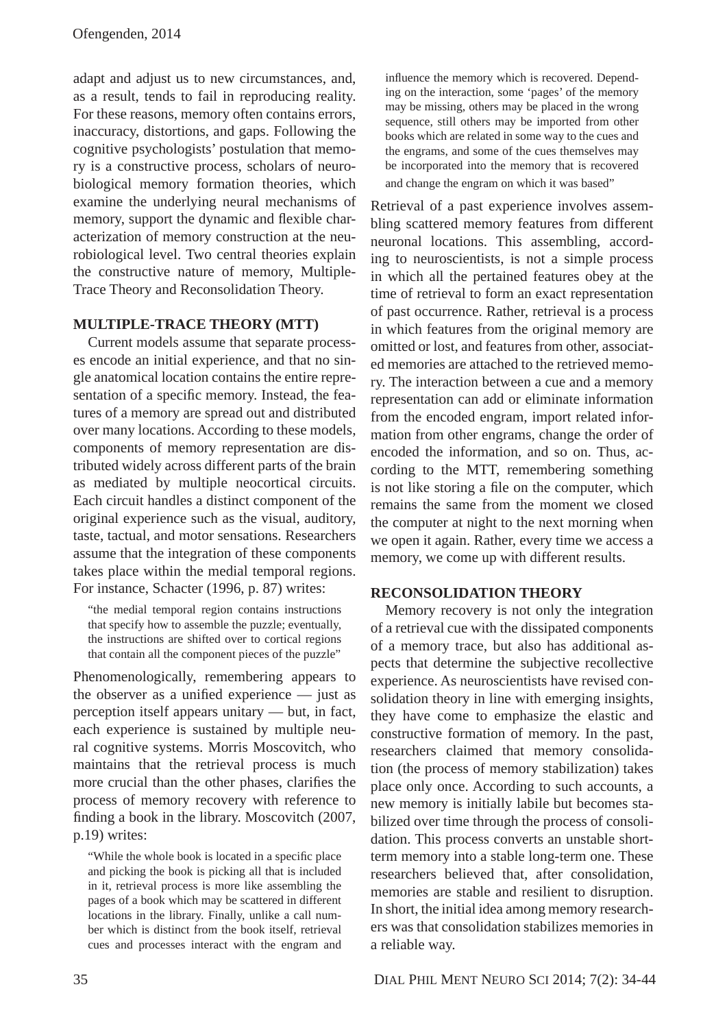adapt and adjust us to new circumstances, and, as a result, tends to fail in reproducing reality. For these reasons, memory often contains errors, inaccuracy, distortions, and gaps. Following the cognitive psychologists' postulation that memory is a constructive process, scholars of neurobiological memory formation theories, which examine the underlying neural mechanisms of memory, support the dynamic and flexible characterization of memory construction at the neurobiological level. Two central theories explain the constructive nature of memory, Multiple-Trace Theory and Reconsolidation Theory.

## MULTIPLE-TRACE THEORY (MTT)

Current models assume that separate processes encode an initial experience, and that no single anatomical location contains the entire representation of a specific memory. Instead, the features of a memory are spread out and distributed over many locations. According to these models, components of memory representation are distributed widely across different parts of the brain as mediated by multiple neocortical circuits. Each circuit handles a distinct component of the original experience such as the visual, auditory, taste, tactual, and motor sensations. Researchers assume that the integration of these components takes place within the medial temporal regions. For instance, Schacter (1996, p. 87) writes:

> "the medial temporal region contains instructions that specify how to assemble the puzzle; eventually, the instructions are shifted over to cortical regions that contain all the component pieces of the puzzle"

Phenomenologically, remembering appears to the observer as a unified experience — just as perception itself appears unitary — but, in fact, each experience is sustained by multiple neural cognitive systems. Morris Moscovitch, who maintains that the retrieval process is much more crucial than the other phases, clarifies the process of memory recovery with reference to finding a book in the library. Moscovitch (2007, p.19) writes:

> "While the whole book is located in a specific place and picking the book is picking all that is included in it, retrieval process is more like assembling the pages of a book which may be scattered in different locations in the library. Finally, unlike a call number which is distinct from the book itself, retrieval cues and processes interact with the engram and influence the memory which is recovered. Depending on the interaction, some 'pages' of the memory may be missing, others may be placed in the wrong sequence, still others may be imported from other books which are related in some way to the cues and the engrams, and some of the cues themselves may be incorporated into the memory that is recovered and change the engram on which it was based"

Retrieval of a past experience involves assembling scattered memory features from different neuronal locations. This assembling, according to neuroscientists, is not a simple process in which all the pertained features obey at the time of retrieval to form an exact representation of past occurrence. Rather, retrieval is a process in which features from the original memory are omitted or lost, and features from other, associated memories are attached to the retrieved memory. The interaction between a cue and a memory representation can add or eliminate information from the encoded engram, import related information from other engrams, change the order of encoded the information, and so on. Thus, according to the MTT, remembering something is not like storing a file on the computer, which remains the same from the moment we closed the computer at night to the next morning when we open it again. Rather, every time we access a memory, we come up with different results.

## RECONSOLIDATION THEORY

Memory recovery is not only the integration of a retrieval cue with the dissipated components of a memory trace, but also has additional aspects that determine the subjective recollective experience. As neuroscientists have revised consolidation theory in line with emerging insights, they have come to emphasize the elastic and constructive formation of memory. In the past, researchers claimed that memory consolidation (the process of memory stabilization) takes place only once. According to such accounts, a new memory is initially labile but becomes stabilized over time through the process of consolidation. This process converts an unstable short-term memory into a stable long-term one. These researchers believed that, after consolidation, memories are stable and resilient to disruption. In short, the initial idea among memory researchers was that consolidation stabilizes memories in a reliable way.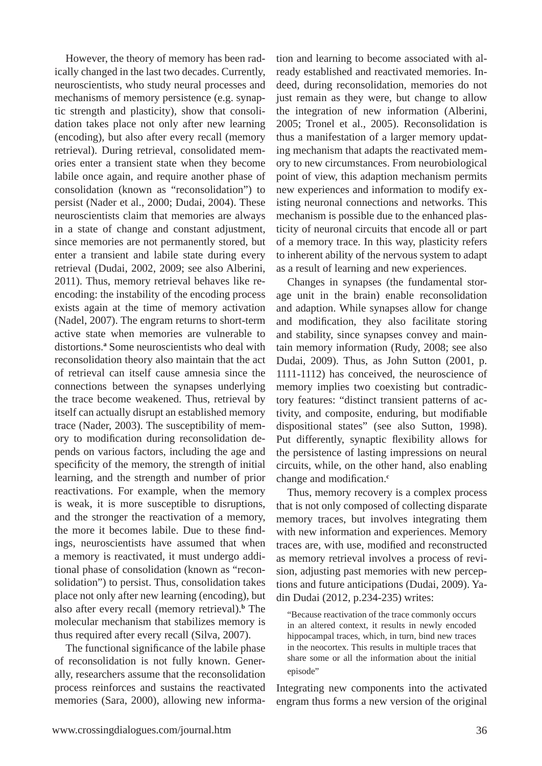However, the theory of memory has been radically changed in the last two decades. Currently, neuroscientists, who study neural processes and mechanisms of memory persistence (e.g. synaptic strength and plasticity), show that consolidation takes place not only after new learning (encoding), but also after every recall (memory retrieval). During retrieval, consolidated memories enter a transient state when they become labile once again, and require another phase of consolidation (known as "reconsolidation") to persist (Nader et al., 2000; Dudai, 2004). These neuroscientists claim that memories are always in a state of change and constant adjustment, since memories are not permanently stored, but enter a transient and labile state during every retrieval (Dudai, 2002, 2009; see also Alberini, 2011). Thus, memory retrieval behaves like re-encoding: the instability of the encoding process exists again at the time of memory activation (Nadel, 2007). The engram returns to short-term active state when memories are vulnerable to distortions.[a] Some neuroscientists who deal with reconsolidation theory also maintain that the act of retrieval can itself cause amnesia since the connections between the synapses underlying the trace become weakened. Thus, retrieval by itself can actually disrupt an established memory trace (Nader, 2003). The susceptibility of memory to modification during reconsolidation depends on various factors, including the age and specificity of the memory, the strength of initial learning, and the strength and number of prior reactivations. For example, when the memory is weak, it is more susceptible to disruptions, and the stronger the reactivation of a memory, the more it becomes labile. Due to these findings, neuroscientists have assumed that when a memory is reactivated, it must undergo additional phase of consolidation (known as "reconsolidation") to persist. Thus, consolidation takes place not only after new learning (encoding), but also after every recall (memory retrieval).[b] The molecular mechanism that stabilizes memory is thus required after every recall (Silva, 2007).

The functional significance of the labile phase of reconsolidation is not fully known. Generally, researchers assume that the reconsolidation process reinforces and sustains the reactivated memories (Sara, 2000), allowing new information and learning to become associated with already established and reactivated memories. Indeed, during reconsolidation, memories do not just remain as they were, but change to allow the integration of new information (Alberini, 2005; Tronel et al., 2005). Reconsolidation is thus a manifestation of a larger memory updating mechanism that adapts the reactivated memory to new circumstances. From neurobiological point of view, this adaption mechanism permits new experiences and information to modify existing neuronal connections and networks. This mechanism is possible due to the enhanced plasticity of neuronal circuits that encode all or part of a memory trace. In this way, plasticity refers to inherent ability of the nervous system to adapt as a result of learning and new experiences.

Changes in synapses (the fundamental storage unit in the brain) enable reconsolidation and adaption. While synapses allow for change and modification, they also facilitate storing and stability, since synapses convey and maintain memory information (Rudy, 2008; see also Dudai, 2009). Thus, as John Sutton (2001, p. 1111-1112) has conceived, the neuroscience of memory implies two coexisting but contradictory features: "distinct transient patterns of activity, and composite, enduring, but modifiable dispositional states" (see also Sutton, 1998). Put differently, synaptic flexibility allows for the persistence of lasting impressions on neural circuits, while, on the other hand, also enabling change and modification.[c]

Thus, memory recovery is a complex process that is not only composed of collecting disparate memory traces, but involves integrating them with new information and experiences. Memory traces are, with use, modified and reconstructed as memory retrieval involves a process of revision, adjusting past memories with new perceptions and future anticipations (Dudai, 2009). Yadin Dudai (2012, p.234-235) writes:

> "Because reactivation of the trace commonly occurs in an altered context, it results in newly encoded hippocampal traces, which, in turn, bind new traces in the neocortex. This results in multiple traces that share some or all the information about the initial episode"

Integrating new components into the activated engram thus forms a new version of the original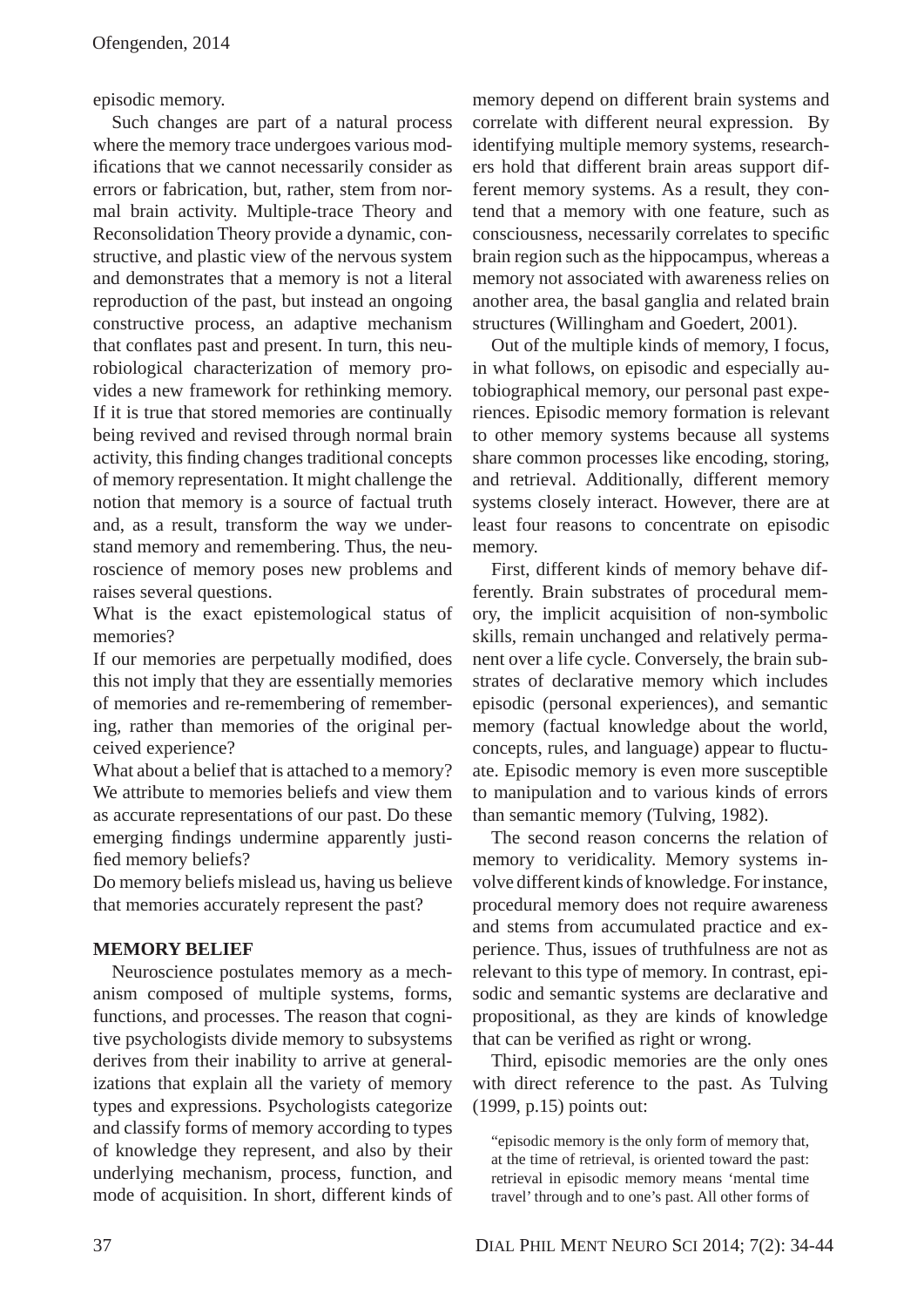episodic memory.

Such changes are part of a natural process where the memory trace undergoes various modifications that we cannot necessarily consider as errors or fabrication, but, rather, stem from normal brain activity. Multiple-trace Theory and Reconsolidation Theory provide a dynamic, constructive, and plastic view of the nervous system and demonstrates that a memory is not a literal reproduction of the past, but instead an ongoing constructive process, an adaptive mechanism that conflates past and present. In turn, this neurobiological characterization of memory provides a new framework for rethinking memory. If it is true that stored memories are continually being revived and revised through normal brain activity, this finding changes traditional concepts of memory representation. It might challenge the notion that memory is a source of factual truth and, as a result, transform the way we understand memory and remembering. Thus, the neuroscience of memory poses new problems and raises several questions.

What is the exact epistemological status of memories?

If our memories are perpetually modified, does this not imply that they are essentially memories of memories and re-remembering of remembering, rather than memories of the original perceived experience?

What about a belief that is attached to a memory? We attribute to memories beliefs and view them as accurate representations of our past. Do these emerging findings undermine apparently justified memory beliefs?

Do memory beliefs mislead us, having us believe that memories accurately represent the past?

## MEMORY BELIEF

Neuroscience postulates memory as a mechanism composed of multiple systems, forms, functions, and processes. The reason that cognitive psychologists divide memory to subsystems derives from their inability to arrive at generalizations that explain all the variety of memory types and expressions. Psychologists categorize and classify forms of memory according to types of knowledge they represent, and also by their underlying mechanism, process, function, and mode of acquisition. In short, different kinds of memory depend on different brain systems and correlate with different neural expression. By identifying multiple memory systems, researchers hold that different brain areas support different memory systems. As a result, they contend that a memory with one feature, such as consciousness, necessarily correlates to specific brain region such as the hippocampus, whereas a memory not associated with awareness relies on another area, the basal ganglia and related brain structures (Willingham and Goedert, 2001).

Out of the multiple kinds of memory, I focus, in what follows, on episodic and especially autobiographical memory, our personal past experiences. Episodic memory formation is relevant to other memory systems because all systems share common processes like encoding, storing, and retrieval. Additionally, different memory systems closely interact. However, there are at least four reasons to concentrate on episodic memory.

First, different kinds of memory behave differently. Brain substrates of procedural memory, the implicit acquisition of non-symbolic skills, remain unchanged and relatively permanent over a life cycle. Conversely, the brain substrates of declarative memory which includes episodic (personal experiences), and semantic memory (factual knowledge about the world, concepts, rules, and language) appear to fluctuate. Episodic memory is even more susceptible to manipulation and to various kinds of errors than semantic memory (Tulving, 1982).

The second reason concerns the relation of memory to veridicality. Memory systems involve different kinds of knowledge. For instance, procedural memory does not require awareness and stems from accumulated practice and experience. Thus, issues of truthfulness are not as relevant to this type of memory. In contrast, episodic and semantic systems are declarative and propositional, as they are kinds of knowledge that can be verified as right or wrong.

Third, episodic memories are the only ones with direct reference to the past. As Tulving (1999, p.15) points out:

> "episodic memory is the only form of memory that, at the time of retrieval, is oriented toward the past: retrieval in episodic memory means 'mental time travel' through and to one's past. All other forms of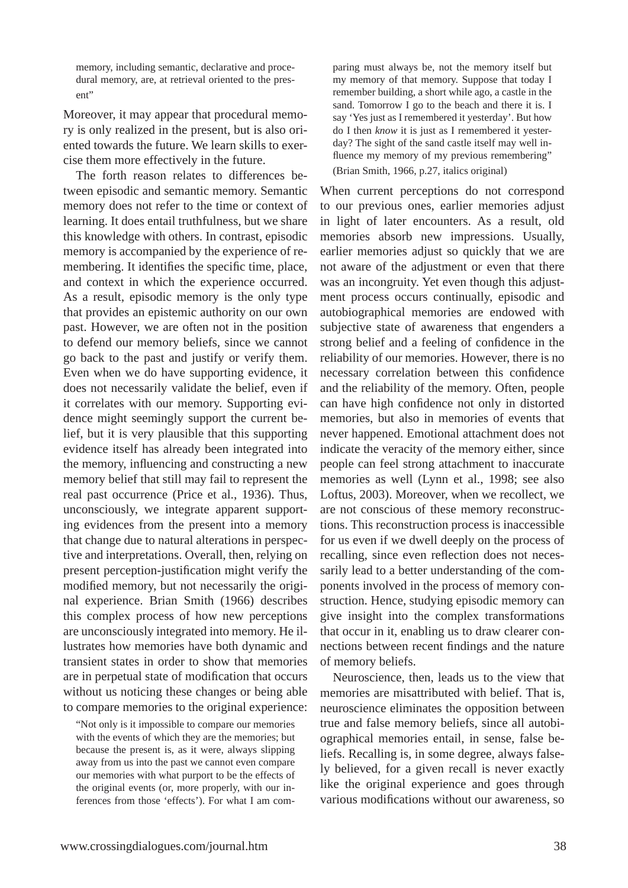memory, including semantic, declarative and procedural memory, are, at retrieval oriented to the present"

Moreover, it may appear that procedural memory is only realized in the present, but is also oriented towards the future. We learn skills to exercise them more effectively in the future.

The forth reason relates to differences between episodic and semantic memory. Semantic memory does not refer to the time or context of learning. It does entail truthfulness, but we share this knowledge with others. In contrast, episodic memory is accompanied by the experience of remembering. It identifies the specific time, place, and context in which the experience occurred. As a result, episodic memory is the only type that provides an epistemic authority on our own past. However, we are often not in the position to defend our memory beliefs, since we cannot go back to the past and justify or verify them. Even when we do have supporting evidence, it does not necessarily validate the belief, even if it correlates with our memory. Supporting evidence might seemingly support the current belief, but it is very plausible that this supporting evidence itself has already been integrated into the memory, influencing and constructing a new memory belief that still may fail to represent the real past occurrence (Price et al., 1936). Thus, unconsciously, we integrate apparent supporting evidences from the present into a memory that change due to natural alterations in perspective and interpretations. Overall, then, relying on present perception-justification might verify the modified memory, but not necessarily the original experience. Brian Smith (1966) describes this complex process of how new perceptions are unconsciously integrated into memory. He illustrates how memories have both dynamic and transient states in order to show that memories are in perpetual state of modification that occurs without us noticing these changes or being able to compare memories to the original experience:

> "Not only is it impossible to compare our memories with the events of which they are the memories; but because the present is, as it were, always slipping away from us into the past we cannot even compare our memories with what purport to be the effects of the original events (or, more properly, with our inferences from those 'effects'). For what I am comparing must always be, not the memory itself but my memory of that memory. Suppose that today I remember building, a short while ago, a castle in the sand. Tomorrow I go to the beach and there it is. I say 'Yes just as I remembered it yesterday'. But how do I then *know* it is just as I remembered it yesterday? The sight of the sand castle itself may well influence my memory of my previous remembering" (Brian Smith, 1966, p.27, italics original)

When current perceptions do not correspond to our previous ones, earlier memories adjust in light of later encounters. As a result, old memories absorb new impressions. Usually, earlier memories adjust so quickly that we are not aware of the adjustment or even that there was an incongruity. Yet even though this adjustment process occurs continually, episodic and autobiographical memories are endowed with subjective state of awareness that engenders a strong belief and a feeling of confidence in the reliability of our memories. However, there is no necessary correlation between this confidence and the reliability of the memory. Often, people can have high confidence not only in distorted memories, but also in memories of events that never happened. Emotional attachment does not indicate the veracity of the memory either, since people can feel strong attachment to inaccurate memories as well (Lynn et al., 1998; see also Loftus, 2003). Moreover, when we recollect, we are not conscious of these memory reconstructions. This reconstruction process is inaccessible for us even if we dwell deeply on the process of recalling, since even reflection does not necessarily lead to a better understanding of the components involved in the process of memory construction. Hence, studying episodic memory can give insight into the complex transformations that occur in it, enabling us to draw clearer connections between recent findings and the nature of memory beliefs.

Neuroscience, then, leads us to the view that memories are misattributed with belief. That is, neuroscience eliminates the opposition between true and false memory beliefs, since all autobiographical memories entail, in sense, false beliefs. Recalling is, in some degree, always falsely believed, for a given recall is never exactly like the original experience and goes through various modifications without our awareness, so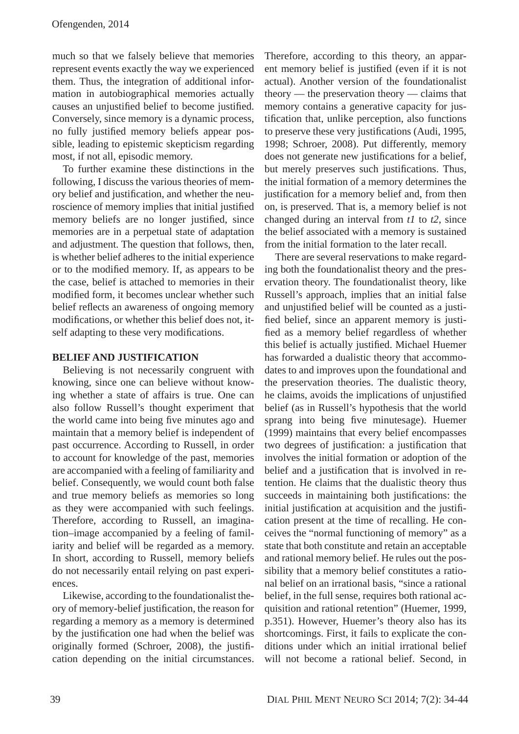much so that we falsely believe that memories represent events exactly the way we experienced them. Thus, the integration of additional information in autobiographical memories actually causes an unjustified belief to become justified. Conversely, since memory is a dynamic process, no fully justified memory beliefs appear possible, leading to epistemic skepticism regarding most, if not all, episodic memory.

To further examine these distinctions in the following, I discuss the various theories of memory belief and justification, and whether the neuroscience of memory implies that initial justified memory beliefs are no longer justified, since memories are in a perpetual state of adaptation and adjustment. The question that follows, then, is whether belief adheres to the initial experience or to the modified memory. If, as appears to be the case, belief is attached to memories in their modified form, it becomes unclear whether such belief reflects an awareness of ongoing memory modifications, or whether this belief does not, itself adapting to these very modifications.

## BELIEF AND JUSTIFICATION

Believing is not necessarily congruent with knowing, since one can believe without knowing whether a state of affairs is true. One can also follow Russell's thought experiment that the world came into being five minutes ago and maintain that a memory belief is independent of past occurrence. According to Russell, in order to account for knowledge of the past, memories are accompanied with a feeling of familiarity and belief. Consequently, we would count both false and true memory beliefs as memories so long as they were accompanied with such feelings. Therefore, according to Russell, an imagination–image accompanied by a feeling of familiarity and belief will be regarded as a memory. In short, according to Russell, memory beliefs do not necessarily entail relying on past experiences.

Likewise, according to the foundationalist theory of memory-belief justification, the reason for regarding a memory as a memory is determined by the justification one had when the belief was originally formed (Schroer, 2008), the justification depending on the initial circumstances. Therefore, according to this theory, an apparent memory belief is justified (even if it is not actual). Another version of the foundationalist theory — the preservation theory — claims that memory contains a generative capacity for justification that, unlike perception, also functions to preserve these very justifications (Audi, 1995, 1998; Schroer, 2008). Put differently, memory does not generate new justifications for a belief, but merely preserves such justifications. Thus, the initial formation of a memory determines the justification for a memory belief and, from then on, is preserved. That is, a memory belief is not changed during an interval from *t1* to *t2*, since the belief associated with a memory is sustained from the initial formation to the later recall.

There are several reservations to make regarding both the foundationalist theory and the preservation theory. The foundationalist theory, like Russell's approach, implies that an initial false and unjustified belief will be counted as a justified belief, since an apparent memory is justified as a memory belief regardless of whether this belief is actually justified. Michael Huemer has forwarded a dualistic theory that accommodates to and improves upon the foundational and the preservation theories. The dualistic theory, he claims, avoids the implications of unjustified belief (as in Russell's hypothesis that the world sprang into being five minutesage). Huemer (1999) maintains that every belief encompasses two degrees of justification: a justification that involves the initial formation or adoption of the belief and a justification that is involved in retention. He claims that the dualistic theory thus succeeds in maintaining both justifications: the initial justification at acquisition and the justification present at the time of recalling. He conceives the "normal functioning of memory" as a state that both constitute and retain an acceptable and rational memory belief. He rules out the possibility that a memory belief constitutes a rational belief on an irrational basis, "since a rational belief, in the full sense, requires both rational acquisition and rational retention" (Huemer, 1999, p.351). However, Huemer's theory also has its shortcomings. First, it fails to explicate the conditions under which an initial irrational belief will not become a rational belief. Second, in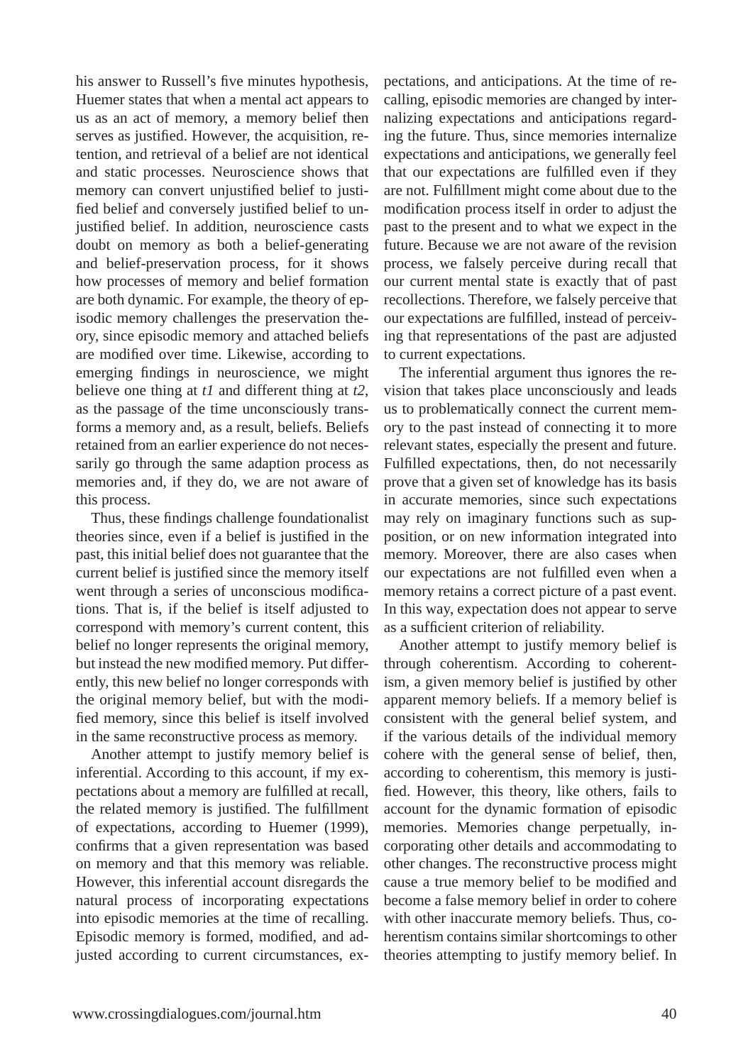his answer to Russell's five minutes hypothesis, Huemer states that when a mental act appears to us as an act of memory, a memory belief then serves as justified. However, the acquisition, retention, and retrieval of a belief are not identical and static processes. Neuroscience shows that memory can convert unjustified belief to justified belief and conversely justified belief to unjustified belief. In addition, neuroscience casts doubt on memory as both a belief-generating and belief-preservation process, for it shows how processes of memory and belief formation are both dynamic. For example, the theory of episodic memory challenges the preservation theory, since episodic memory and attached beliefs are modified over time. Likewise, according to emerging findings in neuroscience, we might believe one thing at *t1* and different thing at *t2*, as the passage of the time unconsciously transforms a memory and, as a result, beliefs. Beliefs retained from an earlier experience do not necessarily go through the same adaption process as memories and, if they do, we are not aware of this process.

Thus, these findings challenge foundationalist theories since, even if a belief is justified in the past, this initial belief does not guarantee that the current belief is justified since the memory itself went through a series of unconscious modifications. That is, if the belief is itself adjusted to correspond with memory's current content, this belief no longer represents the original memory, but instead the new modified memory. Put differently, this new belief no longer corresponds with the original memory belief, but with the modified memory, since this belief is itself involved in the same reconstructive process as memory.

Another attempt to justify memory belief is inferential. According to this account, if my expectations about a memory are fulfilled at recall, the related memory is justified. The fulfillment of expectations, according to Huemer (1999), confirms that a given representation was based on memory and that this memory was reliable. However, this inferential account disregards the natural process of incorporating expectations into episodic memories at the time of recalling. Episodic memory is formed, modified, and adjusted according to current circumstances, expectations, and anticipations. At the time of recalling, episodic memories are changed by internalizing expectations and anticipations regarding the future. Thus, since memories internalize expectations and anticipations, we generally feel that our expectations are fulfilled even if they are not. Fulfillment might come about due to the modification process itself in order to adjust the past to the present and to what we expect in the future. Because we are not aware of the revision process, we falsely perceive during recall that our current mental state is exactly that of past recollections. Therefore, we falsely perceive that our expectations are fulfilled, instead of perceiving that representations of the past are adjusted to current expectations.

The inferential argument thus ignores the revision that takes place unconsciously and leads us to problematically connect the current memory to the past instead of connecting it to more relevant states, especially the present and future. Fulfilled expectations, then, do not necessarily prove that a given set of knowledge has its basis in accurate memories, since such expectations may rely on imaginary functions such as supposition, or on new information integrated into memory. Moreover, there are also cases when our expectations are not fulfilled even when a memory retains a correct picture of a past event. In this way, expectation does not appear to serve as a sufficient criterion of reliability.

Another attempt to justify memory belief is through coherentism. According to coherentism, a given memory belief is justified by other apparent memory beliefs. If a memory belief is consistent with the general belief system, and if the various details of the individual memory cohere with the general sense of belief, then, according to coherentism, this memory is justified. However, this theory, like others, fails to account for the dynamic formation of episodic memories. Memories change perpetually, incorporating other details and accommodating to other changes. The reconstructive process might cause a true memory belief to be modified and become a false memory belief in order to cohere with other inaccurate memory beliefs. Thus, coherentism contains similar shortcomings to other theories attempting to justify memory belief. In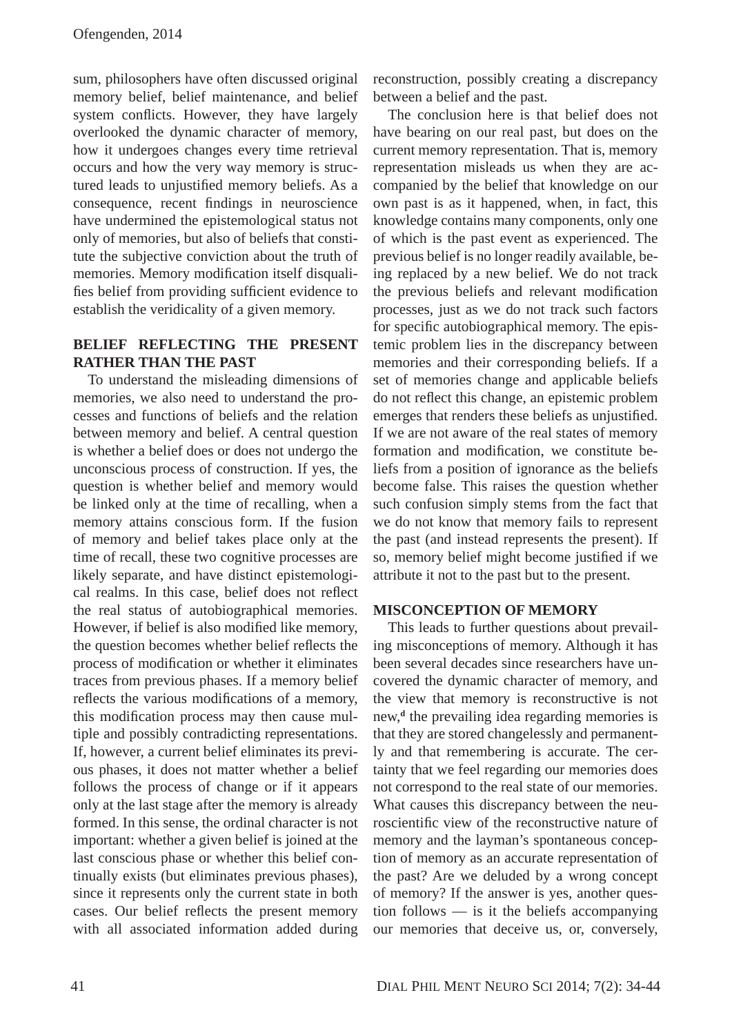sum, philosophers have often discussed original memory belief, belief maintenance, and belief system conflicts. However, they have largely overlooked the dynamic character of memory, how it undergoes changes every time retrieval occurs and how the very way memory is structured leads to unjustified memory beliefs. As a consequence, recent findings in neuroscience have undermined the epistemological status not only of memories, but also of beliefs that constitute the subjective conviction about the truth of memories. Memory modification itself disqualifies belief from providing sufficient evidence to establish the veridicality of a given memory.

## BELIEF REFLECTING THE PRESENT RATHER THAN THE PAST

To understand the misleading dimensions of memories, we also need to understand the processes and functions of beliefs and the relation between memory and belief. A central question is whether a belief does or does not undergo the unconscious process of construction. If yes, the question is whether belief and memory would be linked only at the time of recalling, when a memory attains conscious form. If the fusion of memory and belief takes place only at the time of recall, these two cognitive processes are likely separate, and have distinct epistemological realms. In this case, belief does not reflect the real status of autobiographical memories. However, if belief is also modified like memory, the question becomes whether belief reflects the process of modification or whether it eliminates traces from previous phases. If a memory belief reflects the various modifications of a memory, this modification process may then cause multiple and possibly contradicting representations. If, however, a current belief eliminates its previous phases, it does not matter whether a belief follows the process of change or if it appears only at the last stage after the memory is already formed. In this sense, the ordinal character is not important: whether a given belief is joined at the last conscious phase or whether this belief continually exists (but eliminates previous phases), since it represents only the current state in both cases. Our belief reflects the present memory with all associated information added during reconstruction, possibly creating a discrepancy between a belief and the past.

The conclusion here is that belief does not have bearing on our real past, but does on the current memory representation. That is, memory representation misleads us when they are accompanied by the belief that knowledge on our own past is as it happened, when, in fact, this knowledge contains many components, only one of which is the past event as experienced. The previous belief is no longer readily available, being replaced by a new belief. We do not track the previous beliefs and relevant modification processes, just as we do not track such factors for specific autobiographical memory. The epistemic problem lies in the discrepancy between memories and their corresponding beliefs. If a set of memories change and applicable beliefs do not reflect this change, an epistemic problem emerges that renders these beliefs as unjustified. If we are not aware of the real states of memory formation and modification, we constitute beliefs from a position of ignorance as the beliefs become false. This raises the question whether such confusion simply stems from the fact that we do not know that memory fails to represent the past (and instead represents the present). If so, memory belief might become justified if we attribute it not to the past but to the present.

## MISCONCEPTION OF MEMORY

This leads to further questions about prevailing misconceptions of memory. Although it has been several decades since researchers have uncovered the dynamic character of memory, and the view that memory is reconstructive is not new,[d] the prevailing idea regarding memories is that they are stored changelessly and permanently and that remembering is accurate. The certainty that we feel regarding our memories does not correspond to the real state of our memories. What causes this discrepancy between the neuroscientific view of the reconstructive nature of memory and the layman's spontaneous conception of memory as an accurate representation of the past? Are we deluded by a wrong concept of memory? If the answer is yes, another question follows — is it the beliefs accompanying our memories that deceive us, or, conversely,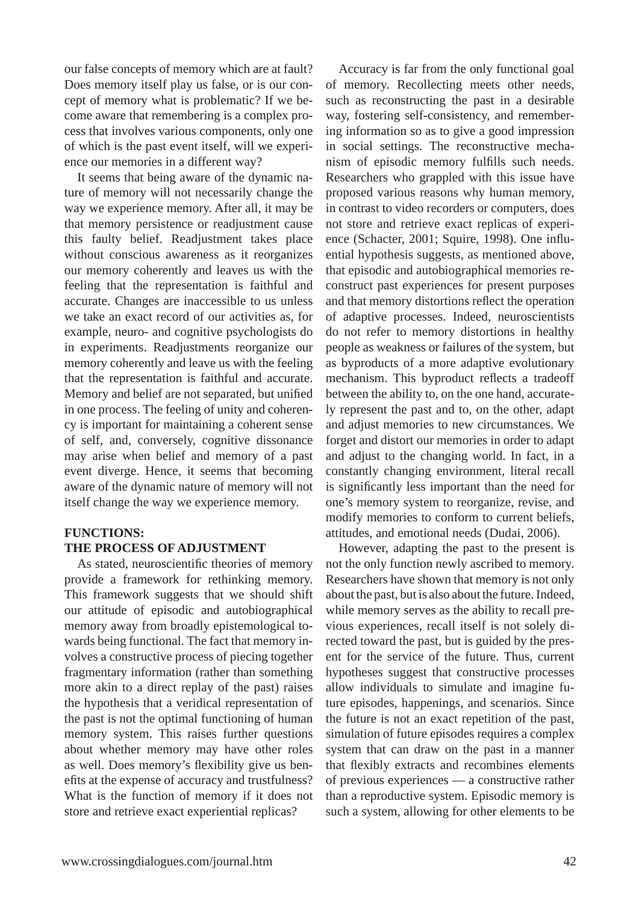our false concepts of memory which are at fault? Does memory itself play us false, or is our concept of memory what is problematic? If we become aware that remembering is a complex process that involves various components, only one of which is the past event itself, will we experience our memories in a different way?

It seems that being aware of the dynamic nature of memory will not necessarily change the way we experience memory. After all, it may be that memory persistence or readjustment cause this faulty belief. Readjustment takes place without conscious awareness as it reorganizes our memory coherently and leaves us with the feeling that the representation is faithful and accurate. Changes are inaccessible to us unless we take an exact record of our activities as, for example, neuro- and cognitive psychologists do in experiments. Readjustments reorganize our memory coherently and leave us with the feeling that the representation is faithful and accurate. Memory and belief are not separated, but unified in one process. The feeling of unity and coherency is important for maintaining a coherent sense of self, and, conversely, cognitive dissonance may arise when belief and memory of a past event diverge. Hence, it seems that becoming aware of the dynamic nature of memory will not itself change the way we experience memory.

## FUNCTIONS: THE PROCESS OF ADJUSTMENT

As stated, neuroscientific theories of memory provide a framework for rethinking memory. This framework suggests that we should shift our attitude of episodic and autobiographical memory away from broadly epistemological towards being functional. The fact that memory involves a constructive process of piecing together fragmentary information (rather than something more akin to a direct replay of the past) raises the hypothesis that a veridical representation of the past is not the optimal functioning of human memory system. This raises further questions about whether memory may have other roles as well. Does memory's flexibility give us benefits at the expense of accuracy and trustfulness? What is the function of memory if it does not store and retrieve exact experiential replicas?

Accuracy is far from the only functional goal of memory. Recollecting meets other needs, such as reconstructing the past in a desirable way, fostering self-consistency, and remembering information so as to give a good impression in social settings. The reconstructive mechanism of episodic memory fulfills such needs. Researchers who grappled with this issue have proposed various reasons why human memory, in contrast to video recorders or computers, does not store and retrieve exact replicas of experience (Schacter, 2001; Squire, 1998). One influential hypothesis suggests, as mentioned above, that episodic and autobiographical memories reconstruct past experiences for present purposes and that memory distortions reflect the operation of adaptive processes. Indeed, neuroscientists do not refer to memory distortions in healthy people as weakness or failures of the system, but as byproducts of a more adaptive evolutionary mechanism. This byproduct reflects a tradeoff between the ability to, on the one hand, accurately represent the past and to, on the other, adapt and adjust memories to new circumstances. We forget and distort our memories in order to adapt and adjust to the changing world. In fact, in a constantly changing environment, literal recall is significantly less important than the need for one's memory system to reorganize, revise, and modify memories to conform to current beliefs, attitudes, and emotional needs (Dudai, 2006).

However, adapting the past to the present is not the only function newly ascribed to memory. Researchers have shown that memory is not only about the past, but is also about the future. Indeed, while memory serves as the ability to recall previous experiences, recall itself is not solely directed toward the past, but is guided by the present for the service of the future. Thus, current hypotheses suggest that constructive processes allow individuals to simulate and imagine future episodes, happenings, and scenarios. Since the future is not an exact repetition of the past, simulation of future episodes requires a complex system that can draw on the past in a manner that flexibly extracts and recombines elements of previous experiences — a constructive rather than a reproductive system. Episodic memory is such a system, allowing for other elements to be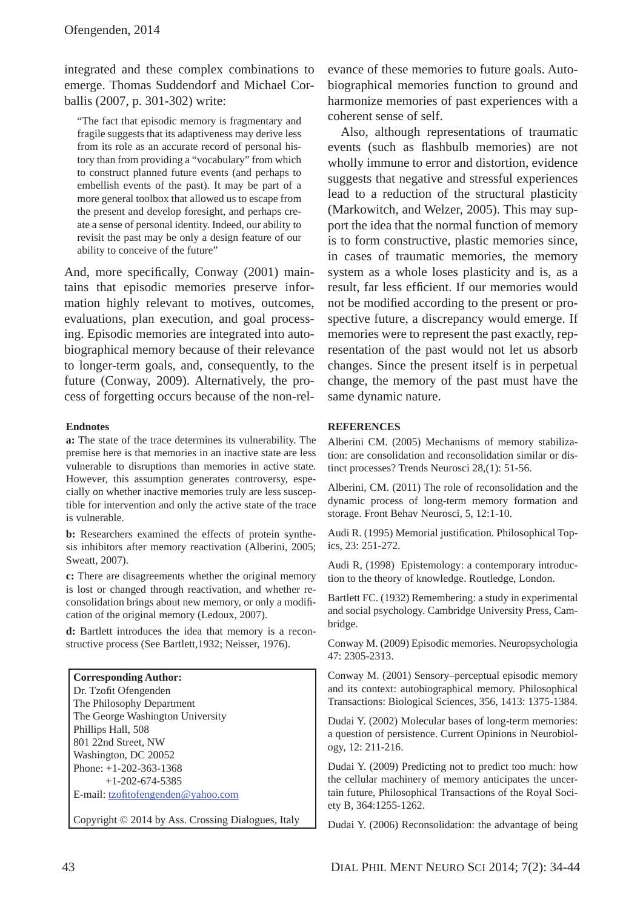integrated and these complex combinations to emerge. Thomas Suddendorf and Michael Corballis (2007, p. 301-302) write:

> "The fact that episodic memory is fragmentary and fragile suggests that its adaptiveness may derive less from its role as an accurate record of personal history than from providing a "vocabulary" from which to construct planned future events (and perhaps to embellish events of the past). It may be part of a more general toolbox that allowed us to escape from the present and develop foresight, and perhaps create a sense of personal identity. Indeed, our ability to revisit the past may be only a design feature of our ability to conceive of the future"

And, more specifically, Conway (2001) maintains that episodic memories preserve information highly relevant to motives, outcomes, evaluations, plan execution, and goal processing. Episodic memories are integrated into autobiographical memory because of their relevance to longer-term goals, and, consequently, to the future (Conway, 2009). Alternatively, the process of forgetting occurs because of the non-relevance of these memories to future goals. Autobiographical memories function to ground and harmonize memories of past experiences with a coherent sense of self.

Also, although representations of traumatic events (such as flashbulb memories) are not wholly immune to error and distortion, evidence suggests that negative and stressful experiences lead to a reduction of the structural plasticity (Markowitch, and Welzer, 2005). This may support the idea that the normal function of memory is to form constructive, plastic memories since, in cases of traumatic memories, the memory system as a whole loses plasticity and is, as a result, far less efficient. If our memories would not be modified according to the present or prospective future, a discrepancy would emerge. If memories were to represent the past exactly, representation of the past would not let us absorb changes. Since the present itself is in perpetual change, the memory of the past must have the same dynamic nature.

#### Endnotes

**a:** The state of the trace determines its vulnerability. The premise here is that memories in an inactive state are less vulnerable to disruptions than memories in active state. However, this assumption generates controversy, especially on whether inactive memories truly are less susceptible for intervention and only the active state of the trace is vulnerable.

**b:** Researchers examined the effects of protein synthesis inhibitors after memory reactivation (Alberini, 2005; Sweatt, 2007).

**c:** There are disagreements whether the original memory is lost or changed through reactivation, and whether reconsolidation brings about new memory, or only a modification of the original memory (Ledoux, 2007).

**d:** Bartlett introduces the idea that memory is a reconstructive process (See Bartlett,1932; Neisser, 1976).

**Corresponding Author:**
Dr. Tzofit Ofengenden
The Philosophy Department
The George Washington University
Phillips Hall, 508
801 22nd Street, NW
Washington, DC 20052
Phone: +1-202-363-1368
+1-202-674-5385
E-mail: tzofitofengenden@yahoo.com

Copyright © 2014 by Ass. Crossing Dialogues, Italy

#### REFERENCES

Alberini CM. (2005) Mechanisms of memory stabilization: are consolidation and reconsolidation similar or distinct processes? Trends Neurosci 28,(1): 51-56.

Alberini, CM. (2011) The role of reconsolidation and the dynamic process of long-term memory formation and storage. Front Behav Neurosci, 5, 12:1-10.

Audi R. (1995) Memorial justification. Philosophical Topics, 23: 251-272.

Audi R, (1998) Epistemology: a contemporary introduction to the theory of knowledge. Routledge, London.

Bartlett FC. (1932) Remembering: a study in experimental and social psychology. Cambridge University Press, Cambridge.

Conway M. (2009) Episodic memories. Neuropsychologia 47: 2305-2313.

Conway M. (2001) Sensory–perceptual episodic memory and its context: autobiographical memory. Philosophical Transactions: Biological Sciences, 356, 1413: 1375-1384.

Dudai Y. (2002) Molecular bases of long-term memories: a question of persistence. Current Opinions in Neurobiology, 12: 211-216.

Dudai Y. (2009) Predicting not to predict too much: how the cellular machinery of memory anticipates the uncertain future, Philosophical Transactions of the Royal Society B, 364:1255-1262.

Dudai Y. (2006) Reconsolidation: the advantage of being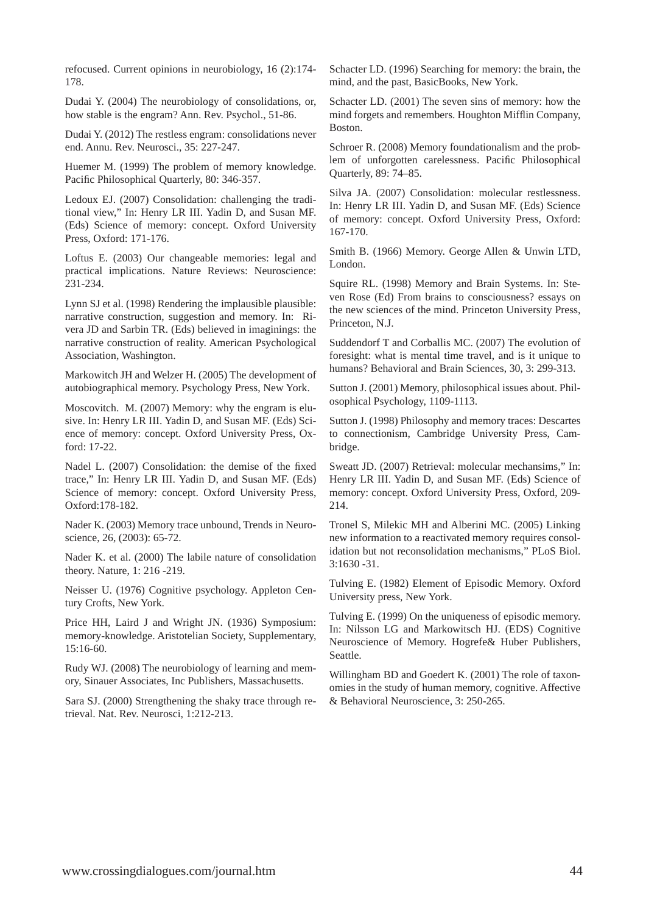refocused. Current opinions in neurobiology, 16 (2):174-178.

Dudai Y. (2004) The neurobiology of consolidations, or, how stable is the engram? Ann. Rev. Psychol., 51-86.

Dudai Y. (2012) The restless engram: consolidations never end. Annu. Rev. Neurosci., 35: 227-247.

Huemer M. (1999) The problem of memory knowledge. Pacific Philosophical Quarterly, 80: 346-357.

Ledoux EJ. (2007) Consolidation: challenging the traditional view," In: Henry LR III. Yadin D, and Susan MF. (Eds) Science of memory: concept. Oxford University Press, Oxford: 171-176.

Loftus E. (2003) Our changeable memories: legal and practical implications. Nature Reviews: Neuroscience: 231-234.

Lynn SJ et al. (1998) Rendering the implausible plausible: narrative construction, suggestion and memory. In: Rivera JD and Sarbin TR. (Eds) believed in imaginings: the narrative construction of reality. American Psychological Association, Washington.

Markowitch JH and Welzer H. (2005) The development of autobiographical memory. Psychology Press, New York.

Moscovitch. M. (2007) Memory: why the engram is elusive. In: Henry LR III. Yadin D, and Susan MF. (Eds) Science of memory: concept. Oxford University Press, Oxford: 17-22.

Nadel L. (2007) Consolidation: the demise of the fixed trace," In: Henry LR III. Yadin D, and Susan MF. (Eds) Science of memory: concept. Oxford University Press, Oxford:178-182.

Nader K. (2003) Memory trace unbound, Trends in Neuroscience, 26, (2003): 65-72.

Nader K. et al. (2000) The labile nature of consolidation theory. Nature, 1: 216 -219.

Neisser U. (1976) Cognitive psychology. Appleton Century Crofts, New York.

Price HH, Laird J and Wright JN. (1936) Symposium: memory-knowledge. Aristotelian Society, Supplementary, 15:16-60.

Rudy WJ. (2008) The neurobiology of learning and memory, Sinauer Associates, Inc Publishers, Massachusetts.

Sara SJ. (2000) Strengthening the shaky trace through retrieval. Nat. Rev. Neurosci, 1:212-213.

Schacter LD. (1996) Searching for memory: the brain, the mind, and the past, BasicBooks, New York.

Schacter LD. (2001) The seven sins of memory: how the mind forgets and remembers. Houghton Mifflin Company, Boston.

Schroer R. (2008) Memory foundationalism and the problem of unforgotten carelessness. Pacific Philosophical Quarterly, 89: 74–85.

Silva JA. (2007) Consolidation: molecular restlessness. In: Henry LR III. Yadin D, and Susan MF. (Eds) Science of memory: concept. Oxford University Press, Oxford: 167-170.

Smith B. (1966) Memory. George Allen & Unwin LTD, London.

Squire RL. (1998) Memory and Brain Systems. In: Steven Rose (Ed) From brains to consciousness? essays on the new sciences of the mind. Princeton University Press, Princeton, N.J.

Suddendorf T and Corballis MC. (2007) The evolution of foresight: what is mental time travel, and is it unique to humans? Behavioral and Brain Sciences, 30, 3: 299-313.

Sutton J. (2001) Memory, philosophical issues about. Philosophical Psychology, 1109-1113.

Sutton J. (1998) Philosophy and memory traces: Descartes to connectionism, Cambridge University Press, Cambridge.

Sweatt JD. (2007) Retrieval: molecular mechansims," In: Henry LR III. Yadin D, and Susan MF. (Eds) Science of memory: concept. Oxford University Press, Oxford, 209-214.

Tronel S, Milekic MH and Alberini MC. (2005) Linking new information to a reactivated memory requires consolidation but not reconsolidation mechanisms," PLoS Biol. 3:1630 -31.

Tulving E. (1982) Element of Episodic Memory. Oxford University press, New York.

Tulving E. (1999) On the uniqueness of episodic memory. In: Nilsson LG and Markowitsch HJ. (EDS) Cognitive Neuroscience of Memory. Hogrefe& Huber Publishers, Seattle.

Willingham BD and Goedert K. (2001) The role of taxonomies in the study of human memory, cognitive. Affective & Behavioral Neuroscience, 3: 250-265.